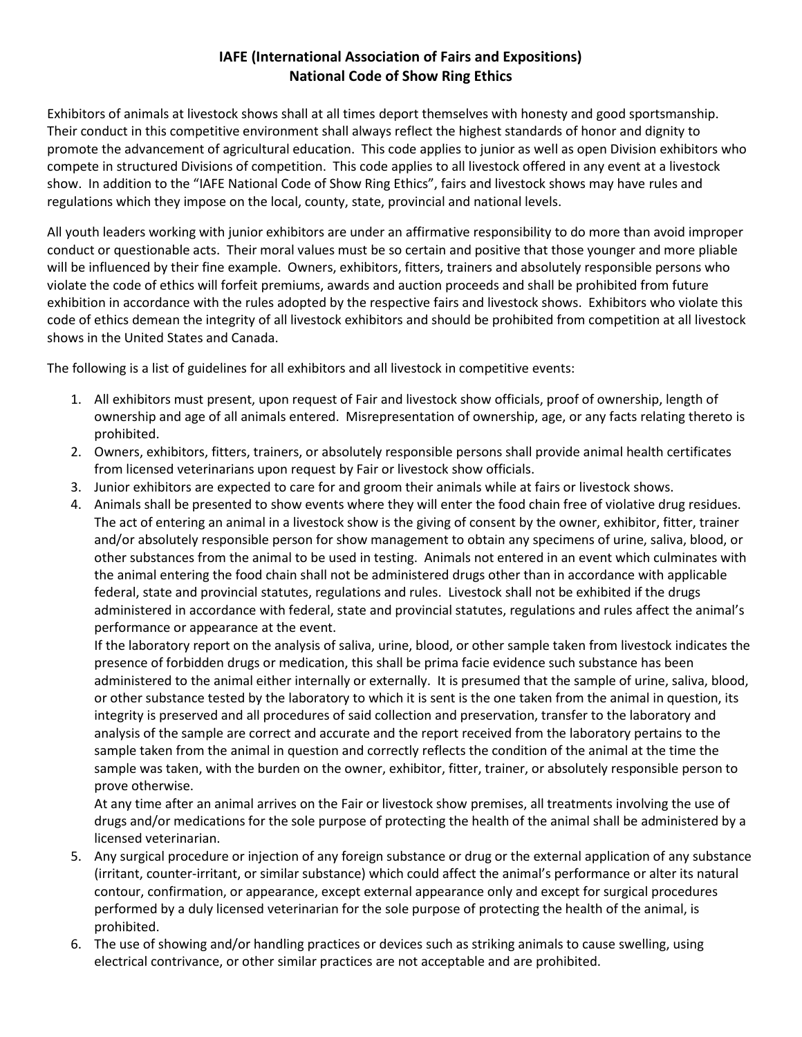# IAFE (International Association of Fairs and Expositions)
# National Code of Show Ring Ethics

Exhibitors of animals at livestock shows shall at all times deport themselves with honesty and good sportsmanship. Their conduct in this competitive environment shall always reflect the highest standards of honor and dignity to promote the advancement of agricultural education. This code applies to junior as well as open Division exhibitors who compete in structured Divisions of competition. This code applies to all livestock offered in any event at a livestock show. In addition to the "IAFE National Code of Show Ring Ethics", fairs and livestock shows may have rules and regulations which they impose on the local, county, state, provincial and national levels.

All youth leaders working with junior exhibitors are under an affirmative responsibility to do more than avoid improper conduct or questionable acts. Their moral values must be so certain and positive that those younger and more pliable will be influenced by their fine example. Owners, exhibitors, fitters, trainers and absolutely responsible persons who violate the code of ethics will forfeit premiums, awards and auction proceeds and shall be prohibited from future exhibition in accordance with the rules adopted by the respective fairs and livestock shows. Exhibitors who violate this code of ethics demean the integrity of all livestock exhibitors and should be prohibited from competition at all livestock shows in the United States and Canada.

The following is a list of guidelines for all exhibitors and all livestock in competitive events:

1. All exhibitors must present, upon request of Fair and livestock show officials, proof of ownership, length of ownership and age of all animals entered. Misrepresentation of ownership, age, or any facts relating thereto is prohibited.
2. Owners, exhibitors, fitters, trainers, or absolutely responsible persons shall provide animal health certificates from licensed veterinarians upon request by Fair or livestock show officials.
3. Junior exhibitors are expected to care for and groom their animals while at fairs or livestock shows.
4. Animals shall be presented to show events where they will enter the food chain free of violative drug residues. The act of entering an animal in a livestock show is the giving of consent by the owner, exhibitor, fitter, trainer and/or absolutely responsible person for show management to obtain any specimens of urine, saliva, blood, or other substances from the animal to be used in testing. Animals not entered in an event which culminates with the animal entering the food chain shall not be administered drugs other than in accordance with applicable federal, state and provincial statutes, regulations and rules. Livestock shall not be exhibited if the drugs administered in accordance with federal, state and provincial statutes, regulations and rules affect the animal's performance or appearance at the event.

   If the laboratory report on the analysis of saliva, urine, blood, or other sample taken from livestock indicates the presence of forbidden drugs or medication, this shall be prima facie evidence such substance has been administered to the animal either internally or externally. It is presumed that the sample of urine, saliva, blood, or other substance tested by the laboratory to which it is sent is the one taken from the animal in question, its integrity is preserved and all procedures of said collection and preservation, transfer to the laboratory and analysis of the sample are correct and accurate and the report received from the laboratory pertains to the sample taken from the animal in question and correctly reflects the condition of the animal at the time the sample was taken, with the burden on the owner, exhibitor, fitter, trainer, or absolutely responsible person to prove otherwise.

   At any time after an animal arrives on the Fair or livestock show premises, all treatments involving the use of drugs and/or medications for the sole purpose of protecting the health of the animal shall be administered by a licensed veterinarian.
5. Any surgical procedure or injection of any foreign substance or drug or the external application of any substance (irritant, counter-irritant, or similar substance) which could affect the animal's performance or alter its natural contour, confirmation, or appearance, except external appearance only and except for surgical procedures performed by a duly licensed veterinarian for the sole purpose of protecting the health of the animal, is prohibited.
6. The use of showing and/or handling practices or devices such as striking animals to cause swelling, using electrical contrivance, or other similar practices are not acceptable and are prohibited.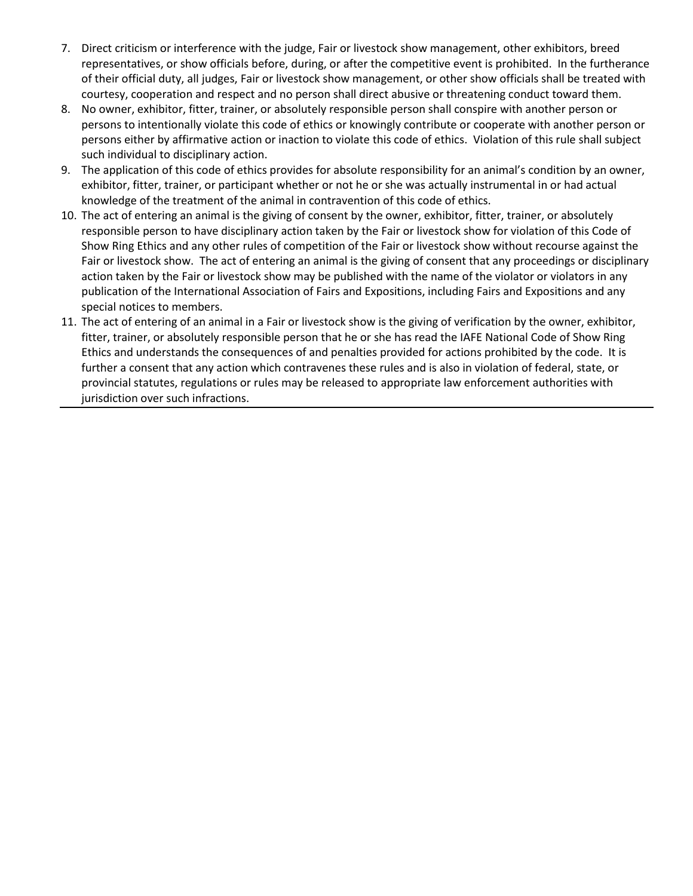7. Direct criticism or interference with the judge, Fair or livestock show management, other exhibitors, breed representatives, or show officials before, during, or after the competitive event is prohibited. In the furtherance of their official duty, all judges, Fair or livestock show management, or other show officials shall be treated with courtesy, cooperation and respect and no person shall direct abusive or threatening conduct toward them.
8. No owner, exhibitor, fitter, trainer, or absolutely responsible person shall conspire with another person or persons to intentionally violate this code of ethics or knowingly contribute or cooperate with another person or persons either by affirmative action or inaction to violate this code of ethics. Violation of this rule shall subject such individual to disciplinary action.
9. The application of this code of ethics provides for absolute responsibility for an animal's condition by an owner, exhibitor, fitter, trainer, or participant whether or not he or she was actually instrumental in or had actual knowledge of the treatment of the animal in contravention of this code of ethics.
10. The act of entering an animal is the giving of consent by the owner, exhibitor, fitter, trainer, or absolutely responsible person to have disciplinary action taken by the Fair or livestock show for violation of this Code of Show Ring Ethics and any other rules of competition of the Fair or livestock show without recourse against the Fair or livestock show. The act of entering an animal is the giving of consent that any proceedings or disciplinary action taken by the Fair or livestock show may be published with the name of the violator or violators in any publication of the International Association of Fairs and Expositions, including Fairs and Expositions and any special notices to members.
11. The act of entering of an animal in a Fair or livestock show is the giving of verification by the owner, exhibitor, fitter, trainer, or absolutely responsible person that he or she has read the IAFE National Code of Show Ring Ethics and understands the consequences of and penalties provided for actions prohibited by the code. It is further a consent that any action which contravenes these rules and is also in violation of federal, state, or provincial statutes, regulations or rules may be released to appropriate law enforcement authorities with jurisdiction over such infractions.